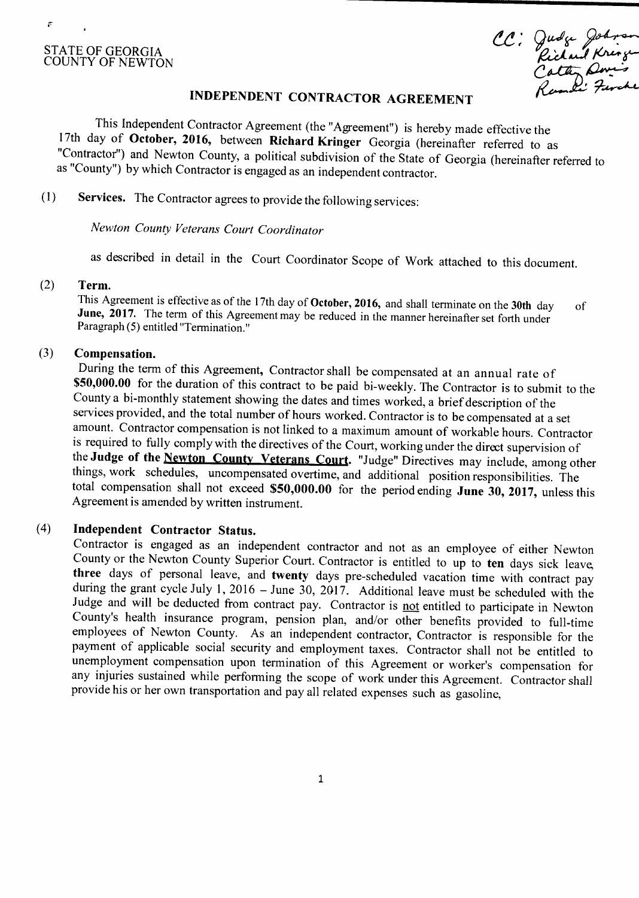STATE OF GEORGIA
COUNTY OF NEWTON

CC: Judge Johnson
Richard Kringer
Cathy Davis
Randi Furche

# INDEPENDENT CONTRACTOR AGREEMENT

This Independent Contractor Agreement (the "Agreement") is hereby made effective the 17th day of **October, 2016,** between **Richard Kringer** Georgia (hereinafter referred to as "Contractor") and Newton County, a political subdivision of the State of Georgia (hereinafter referred to as "County") by which Contractor is engaged as an independent contractor.

(1) **Services.** The Contractor agrees to provide the following services:

*Newton County Veterans Court Coordinator*

as described in detail in the Court Coordinator Scope of Work attached to this document.

(2) **Term.**

This Agreement is effective as of the 17th day of **October, 2016,** and shall terminate on the **30th** day of **June, 2017.** The term of this Agreement may be reduced in the manner hereinafter set forth under Paragraph (5) entitled "Termination."

(3) **Compensation.**

During the term of this Agreement, Contractor shall be compensated at an annual rate of **$50,000.00** for the duration of this contract to be paid bi-weekly. The Contractor is to submit to the County a bi-monthly statement showing the dates and times worked, a brief description of the services provided, and the total number of hours worked. Contractor is to be compensated at a set amount. Contractor compensation is not linked to a maximum amount of workable hours. Contractor is required to fully comply with the directives of the Court, working under the direct supervision of the **Judge of the Newton County Veterans Court.** "Judge" Directives may include, among other things, work schedules, uncompensated overtime, and additional position responsibilities. The total compensation shall not exceed **$50,000.00** for the period ending **June 30, 2017,** unless this Agreement is amended by written instrument.

(4) **Independent Contractor Status.**

Contractor is engaged as an independent contractor and not as an employee of either Newton County or the Newton County Superior Court. Contractor is entitled to up to **ten** days sick leave, **three** days of personal leave, and **twenty** days pre-scheduled vacation time with contract pay during the grant cycle July 1, 2016 – June 30, 2017. Additional leave must be scheduled with the Judge and will be deducted from contract pay. Contractor is not entitled to participate in Newton County's health insurance program, pension plan, and/or other benefits provided to full-time employees of Newton County. As an independent contractor, Contractor is responsible for the payment of applicable social security and employment taxes. Contractor shall not be entitled to unemployment compensation upon termination of this Agreement or worker's compensation for any injuries sustained while performing the scope of work under this Agreement. Contractor shall provide his or her own transportation and pay all related expenses such as gasoline,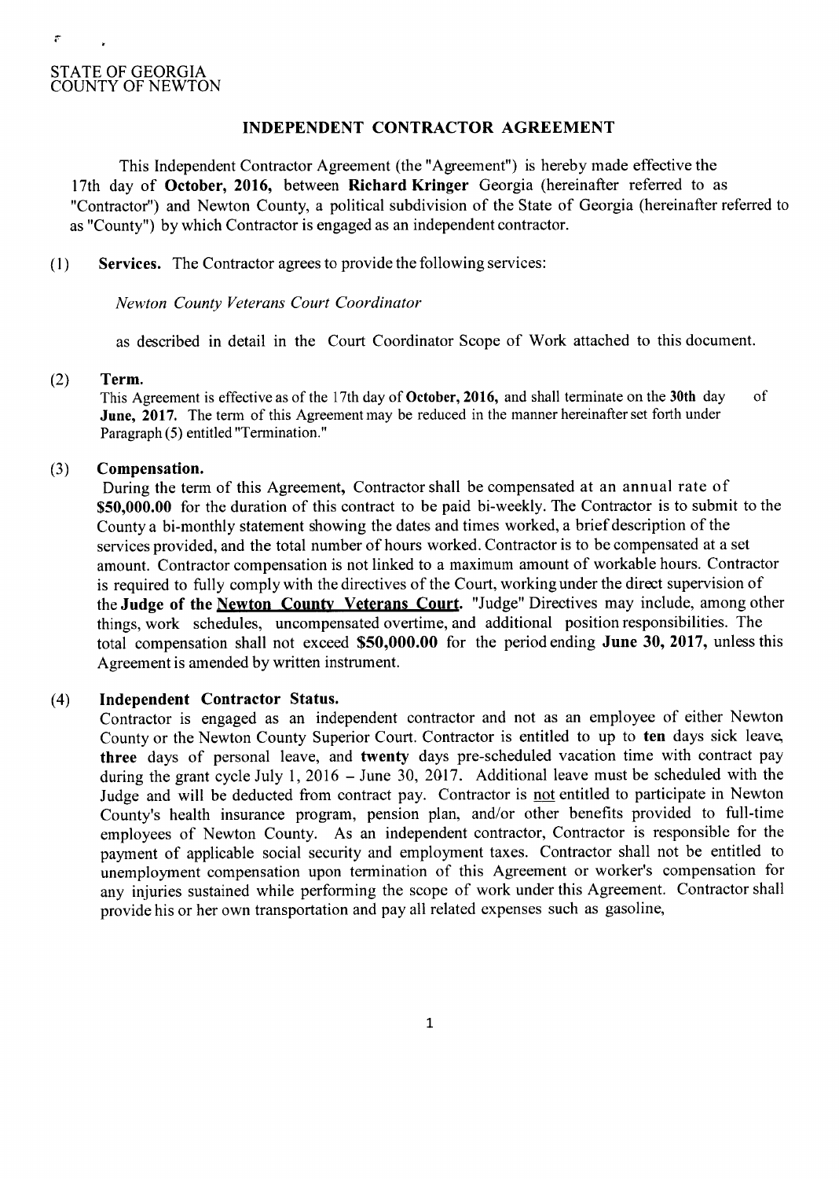STATE OF GEORGIA
COUNTY OF NEWTON

## INDEPENDENT CONTRACTOR AGREEMENT

This Independent Contractor Agreement (the "Agreement") is hereby made effective the 17th day of **October, 2016,** between **Richard Kringer** Georgia (hereinafter referred to as "Contractor") and Newton County, a political subdivision of the State of Georgia (hereinafter referred to as "County") by which Contractor is engaged as an independent contractor.

(1) **Services.** The Contractor agrees to provide the following services:

*Newton County Veterans Court Coordinator*

as described in detail in the Court Coordinator Scope of Work attached to this document.

(2) **Term.**

This Agreement is effective as of the 17th day of **October, 2016,** and shall terminate on the **30th** day of **June, 2017.** The term of this Agreement may be reduced in the manner hereinafter set forth under Paragraph (5) entitled "Termination."

(3) **Compensation.**

During the term of this Agreement, Contractor shall be compensated at an annual rate of **$50,000.00** for the duration of this contract to be paid bi-weekly. The Contractor is to submit to the County a bi-monthly statement showing the dates and times worked, a brief description of the services provided, and the total number of hours worked. Contractor is to be compensated at a set amount. Contractor compensation is not linked to a maximum amount of workable hours. Contractor is required to fully comply with the directives of the Court, working under the direct supervision of the **Judge of the <u>Newton County Veterans Court</u>.** "Judge" Directives may include, among other things, work schedules, uncompensated overtime, and additional position responsibilities. The total compensation shall not exceed **$50,000.00** for the period ending **June 30, 2017,** unless this Agreement is amended by written instrument.

(4) **Independent Contractor Status.**

Contractor is engaged as an independent contractor and not as an employee of either Newton County or the Newton County Superior Court. Contractor is entitled to up to **ten** days sick leave, **three** days of personal leave, and **twenty** days pre-scheduled vacation time with contract pay during the grant cycle July 1, 2016 – June 30, 2017. Additional leave must be scheduled with the Judge and will be deducted from contract pay. Contractor is <u>not</u> entitled to participate in Newton County's health insurance program, pension plan, and/or other benefits provided to full-time employees of Newton County. As an independent contractor, Contractor is responsible for the payment of applicable social security and employment taxes. Contractor shall not be entitled to unemployment compensation upon termination of this Agreement or worker's compensation for any injuries sustained while performing the scope of work under this Agreement. Contractor shall provide his or her own transportation and pay all related expenses such as gasoline,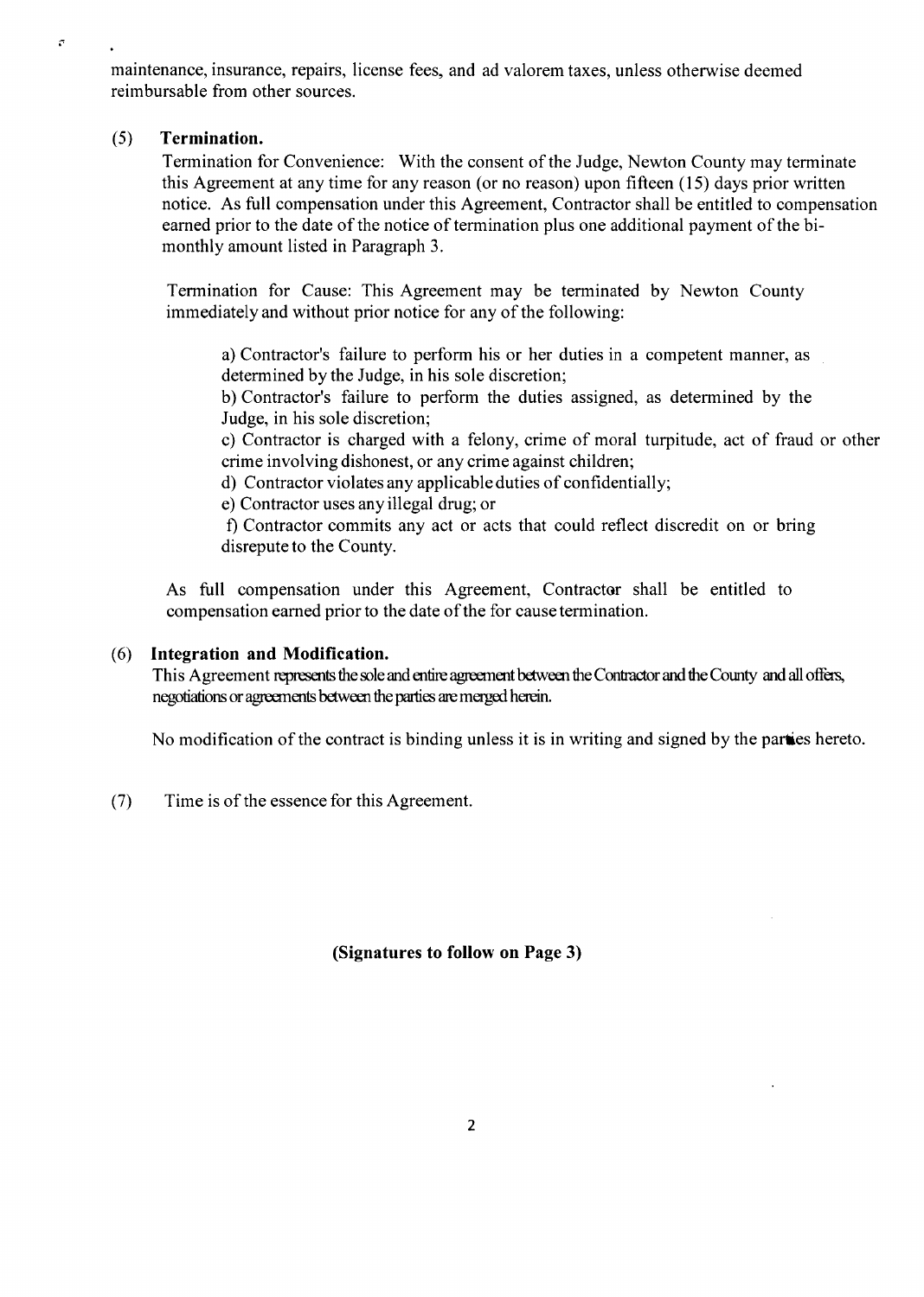maintenance, insurance, repairs, license fees, and ad valorem taxes, unless otherwise deemed reimbursable from other sources.

(5) **Termination.**

Termination for Convenience: With the consent of the Judge, Newton County may terminate this Agreement at any time for any reason (or no reason) upon fifteen (15) days prior written notice. As full compensation under this Agreement, Contractor shall be entitled to compensation earned prior to the date of the notice of termination plus one additional payment of the bi-monthly amount listed in Paragraph 3.

Termination for Cause: This Agreement may be terminated by Newton County immediately and without prior notice for any of the following:

a) Contractor's failure to perform his or her duties in a competent manner, as determined by the Judge, in his sole discretion;

b) Contractor's failure to perform the duties assigned, as determined by the Judge, in his sole discretion;

c) Contractor is charged with a felony, crime of moral turpitude, act of fraud or other crime involving dishonest, or any crime against children;

d) Contractor violates any applicable duties of confidentially;

e) Contractor uses any illegal drug; or

f) Contractor commits any act or acts that could reflect discredit on or bring disrepute to the County.

As full compensation under this Agreement, Contractor shall be entitled to compensation earned prior to the date of the for cause termination.

(6) **Integration and Modification.**

This Agreement represents the sole and entire agreement between the Contractor and the County and all offers, negotiations or agreements between the parties are merged herein.

No modification of the contract is binding unless it is in writing and signed by the parties hereto.

(7) Time is of the essence for this Agreement.

**(Signatures to follow on Page 3)**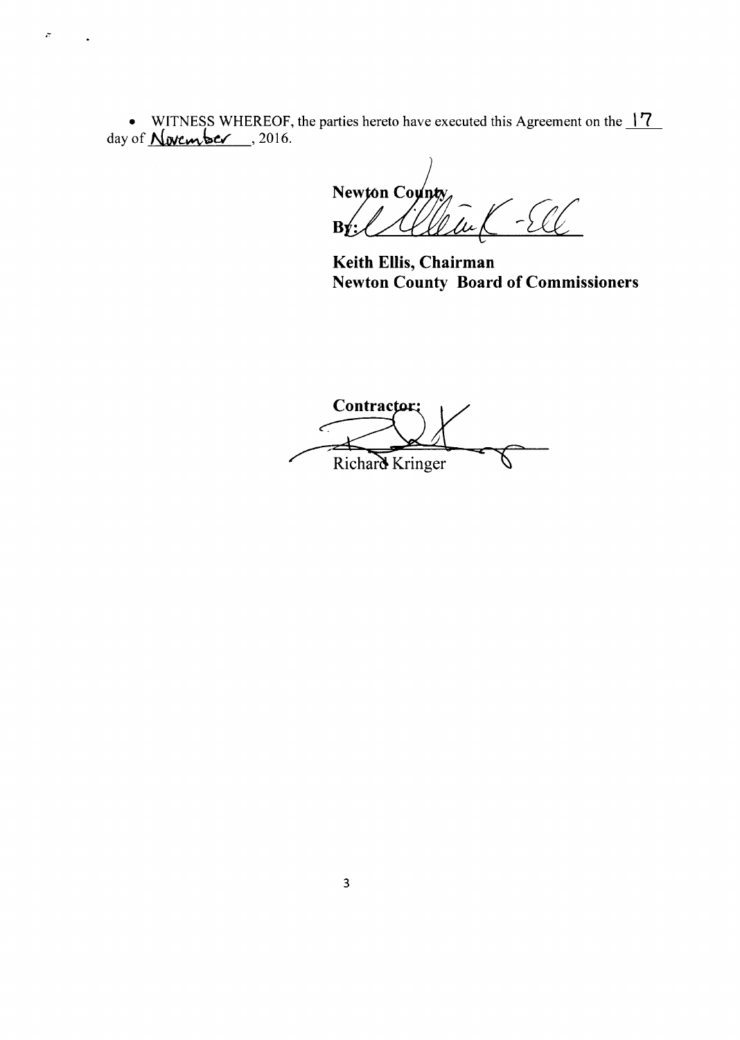- WITNESS WHEREOF, the parties hereto have executed this Agreement on the 17 day of November, 2016.

**Newton County**

By: ______________________

**Keith Ellis, Chairman**
**Newton County Board of Commissioners**

**Contractor:**

______________________
Richard Kringer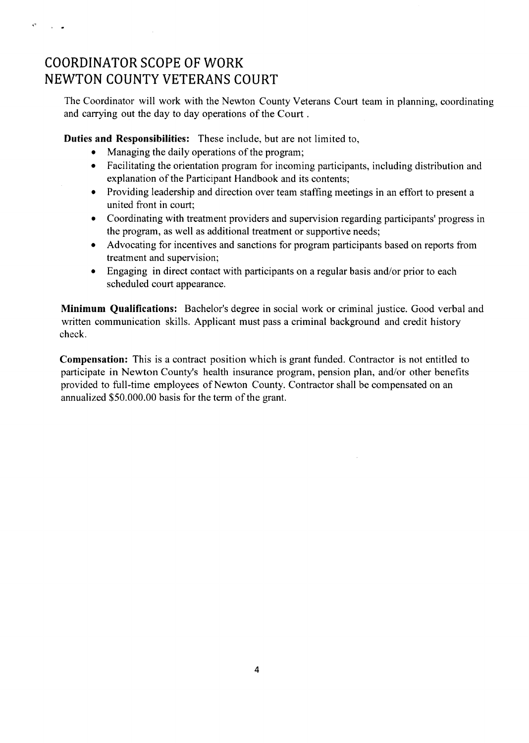# COORDINATOR SCOPE OF WORK
# NEWTON COUNTY VETERANS COURT

The Coordinator will work with the Newton County Veterans Court team in planning, coordinating and carrying out the day to day operations of the Court .

**Duties and Responsibilities:** These include, but are not limited to,

- Managing the daily operations of the program;
- Facilitating the orientation program for incoming participants, including distribution and explanation of the Participant Handbook and its contents;
- Providing leadership and direction over team staffing meetings in an effort to present a united front in court;
- Coordinating with treatment providers and supervision regarding participants' progress in the program, as well as additional treatment or supportive needs;
- Advocating for incentives and sanctions for program participants based on reports from treatment and supervision;
- Engaging in direct contact with participants on a regular basis and/or prior to each scheduled court appearance.

**Minimum Qualifications:** Bachelor's degree in social work or criminal justice. Good verbal and written communication skills. Applicant must pass a criminal background and credit history check.

**Compensation:** This is a contract position which is grant funded. Contractor is not entitled to participate in Newton County's health insurance program, pension plan, and/or other benefits provided to full-time employees of Newton County. Contractor shall be compensated on an annualized $50.000.00 basis for the term of the grant.